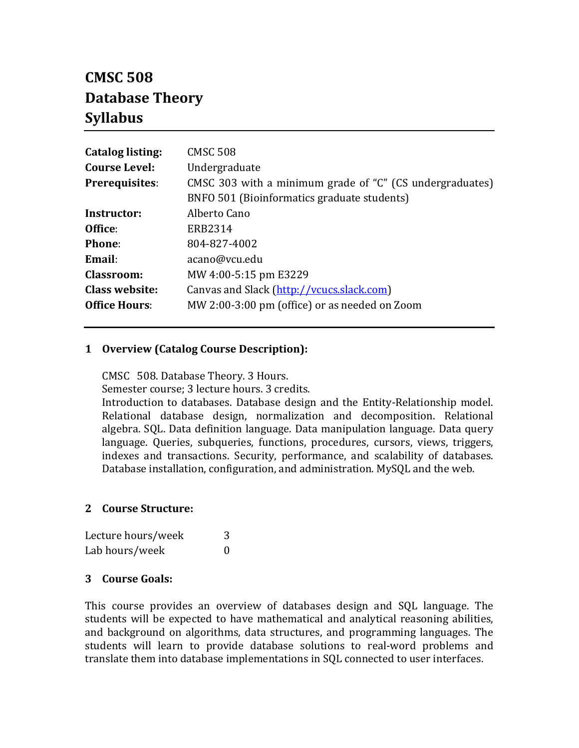# CMSC 508
# Database Theory
# Syllabus

| | |
|---|---|
| **Catalog listing:** | CMSC 508 |
| **Course Level:** | Undergraduate |
| **Prerequisites**: | CMSC 303 with a minimum grade of "C" (CS undergraduates) BNFO 501 (Bioinformatics graduate students) |
| **Instructor:** | Alberto Cano |
| **Office**: | ERB2314 |
| **Phone**: | 804-827-4002 |
| **Email**: | acano@vcu.edu |
| **Classroom:** | MW 4:00-5:15 pm E3229 |
| **Class website:** | Canvas and Slack (http://vcucs.slack.com) |
| **Office Hours**: | MW 2:00-3:00 pm (office) or as needed on Zoom |

## 1 Overview (Catalog Course Description):

CMSC 508. Database Theory. 3 Hours.
Semester course; 3 lecture hours. 3 credits.
Introduction to databases. Database design and the Entity-Relationship model. Relational database design, normalization and decomposition. Relational algebra. SQL. Data definition language. Data manipulation language. Data query language. Queries, subqueries, functions, procedures, cursors, views, triggers, indexes and transactions. Security, performance, and scalability of databases. Database installation, configuration, and administration. MySQL and the web.

## 2 Course Structure:

| | |
|---|---|
| Lecture hours/week | 3 |
| Lab hours/week | 0 |

## 3 Course Goals:

This course provides an overview of databases design and SQL language. The students will be expected to have mathematical and analytical reasoning abilities, and background on algorithms, data structures, and programming languages. The students will learn to provide database solutions to real-word problems and translate them into database implementations in SQL connected to user interfaces.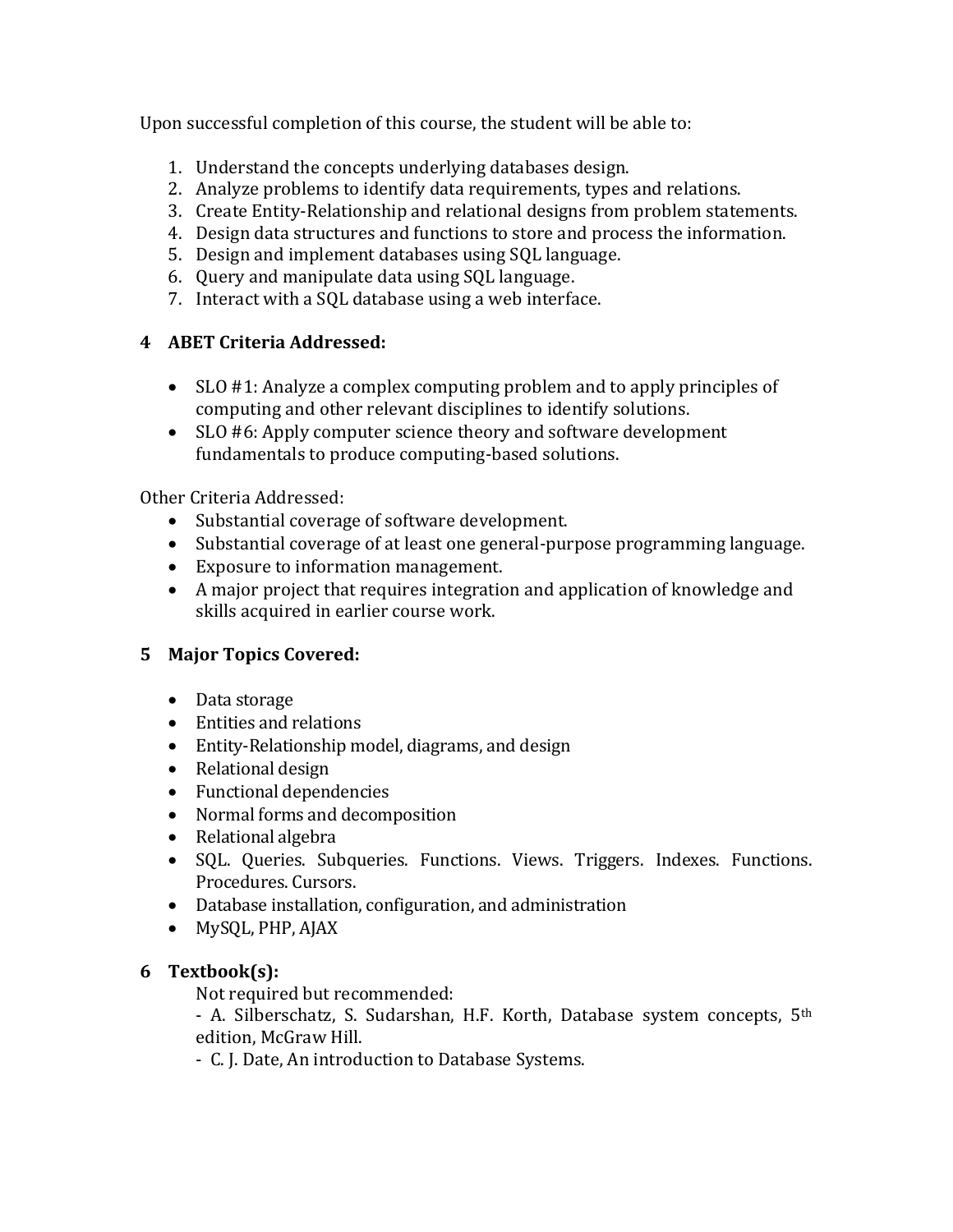Upon successful completion of this course, the student will be able to:

1. Understand the concepts underlying databases design.
2. Analyze problems to identify data requirements, types and relations.
3. Create Entity-Relationship and relational designs from problem statements.
4. Design data structures and functions to store and process the information.
5. Design and implement databases using SQL language.
6. Query and manipulate data using SQL language.
7. Interact with a SQL database using a web interface.

## 4 ABET Criteria Addressed:

- SLO #1: Analyze a complex computing problem and to apply principles of computing and other relevant disciplines to identify solutions.
- SLO #6: Apply computer science theory and software development fundamentals to produce computing-based solutions.

Other Criteria Addressed:

- Substantial coverage of software development.
- Substantial coverage of at least one general-purpose programming language.
- Exposure to information management.
- A major project that requires integration and application of knowledge and skills acquired in earlier course work.

## 5 Major Topics Covered:

- Data storage
- Entities and relations
- Entity-Relationship model, diagrams, and design
- Relational design
- Functional dependencies
- Normal forms and decomposition
- Relational algebra
- SQL. Queries. Subqueries. Functions. Views. Triggers. Indexes. Functions. Procedures. Cursors.
- Database installation, configuration, and administration
- MySQL, PHP, AJAX

## 6 Textbook(s):

Not required but recommended:

- A. Silberschatz, S. Sudarshan, H.F. Korth, Database system concepts, 5th edition, McGraw Hill.
- C. J. Date, An introduction to Database Systems.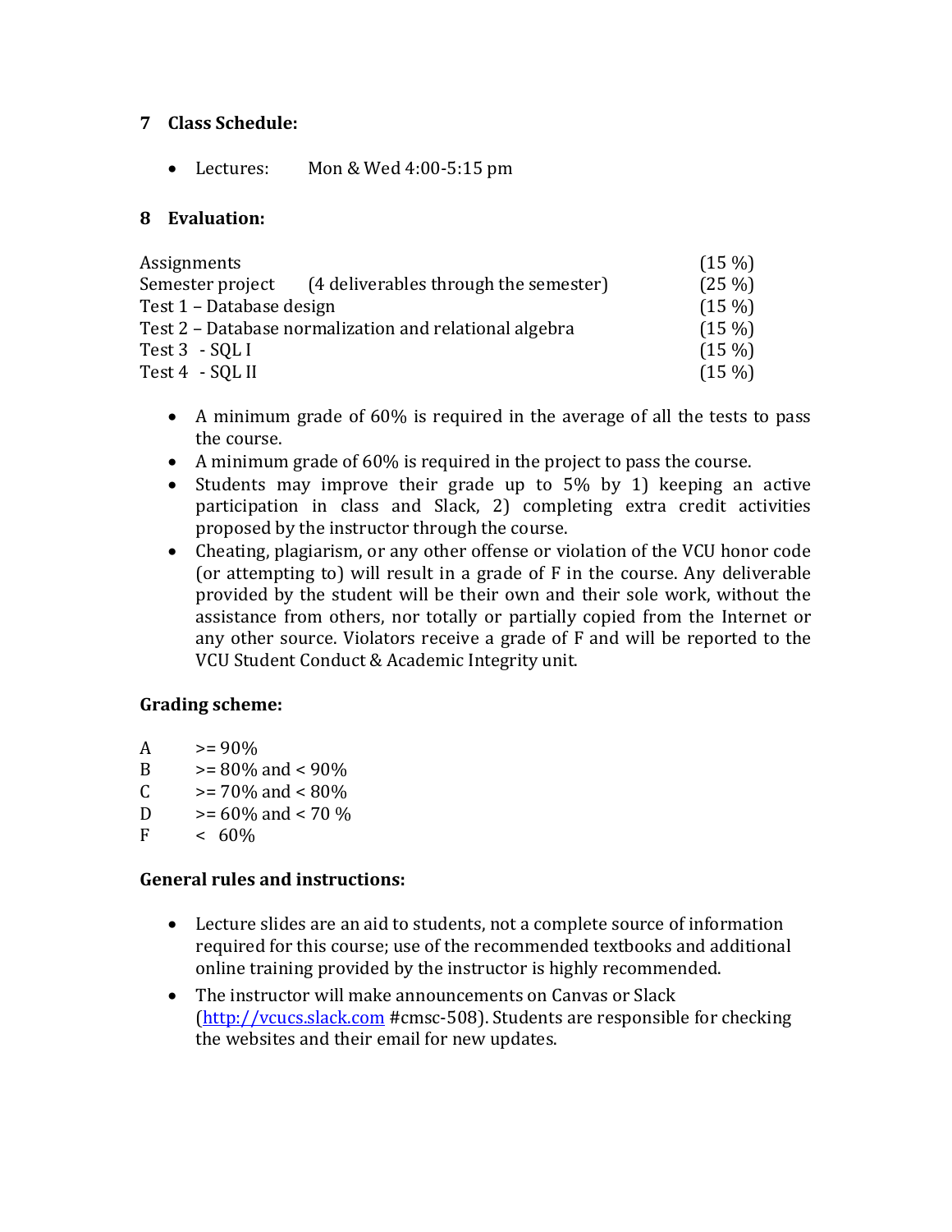## 7 Class Schedule:

- Lectures: Mon & Wed 4:00-5:15 pm

## 8 Evaluation:

| | | |
|---|---|---|
| Assignments | | (15 %) |
| Semester project | (4 deliverables through the semester) | (25 %) |
| Test 1 – Database design | | (15 %) |
| Test 2 – Database normalization and relational algebra | | (15 %) |
| Test 3 - SQL I | | (15 %) |
| Test 4 - SQL II | | (15 %) |

- A minimum grade of 60% is required in the average of all the tests to pass the course.
- A minimum grade of 60% is required in the project to pass the course.
- Students may improve their grade up to 5% by 1) keeping an active participation in class and Slack, 2) completing extra credit activities proposed by the instructor through the course.
- Cheating, plagiarism, or any other offense or violation of the VCU honor code (or attempting to) will result in a grade of F in the course. Any deliverable provided by the student will be their own and their sole work, without the assistance from others, nor totally or partially copied from the Internet or any other source. Violators receive a grade of F and will be reported to the VCU Student Conduct & Academic Integrity unit.

**Grading scheme:**

| | |
|---|---|
| A | >= 90% |
| B | >= 80% and < 90% |
| C | >= 70% and < 80% |
| D | >= 60% and < 70 % |
| F | < 60% |

**General rules and instructions:**

- Lecture slides are an aid to students, not a complete source of information required for this course; use of the recommended textbooks and additional online training provided by the instructor is highly recommended.
- The instructor will make announcements on Canvas or Slack (http://vcucs.slack.com #cmsc-508). Students are responsible for checking the websites and their email for new updates.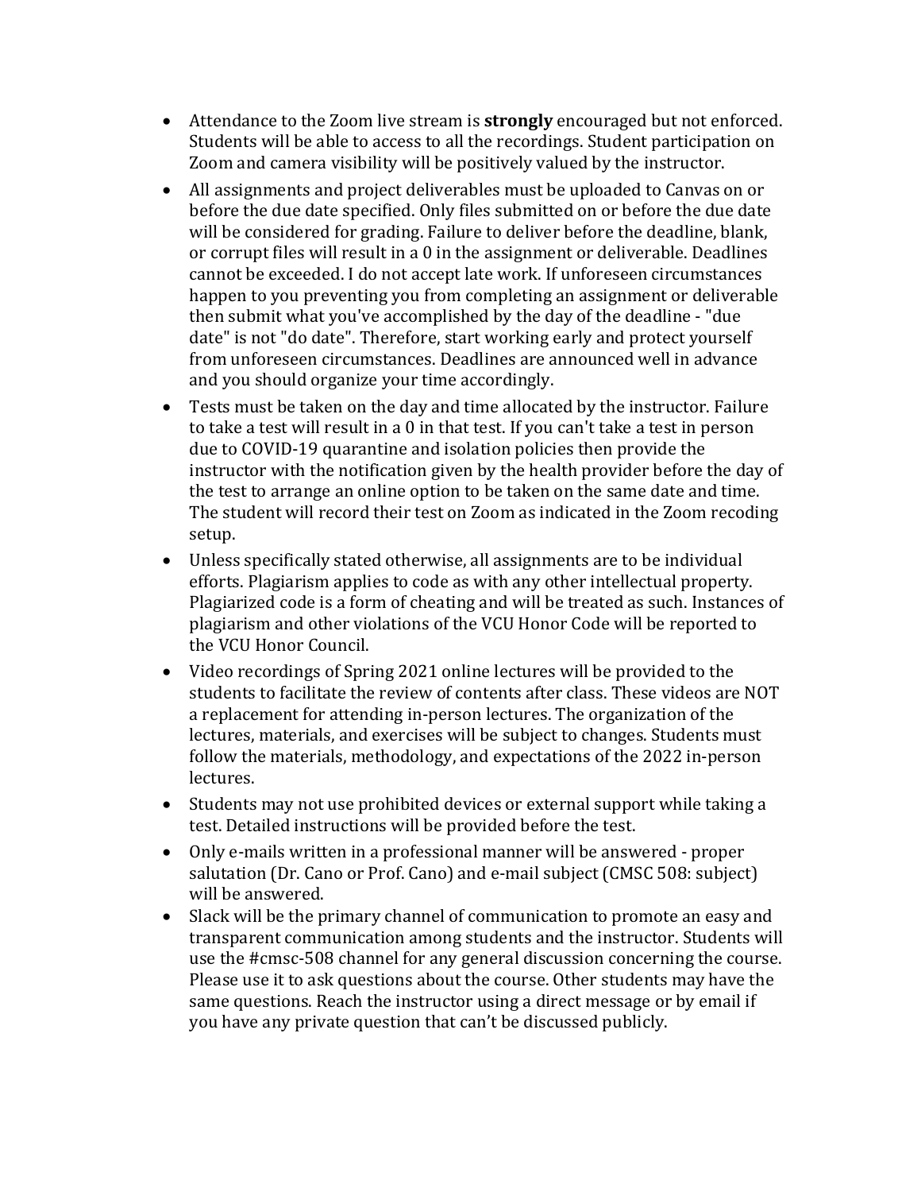- Attendance to the Zoom live stream is **strongly** encouraged but not enforced. Students will be able to access to all the recordings. Student participation on Zoom and camera visibility will be positively valued by the instructor.
- All assignments and project deliverables must be uploaded to Canvas on or before the due date specified. Only files submitted on or before the due date will be considered for grading. Failure to deliver before the deadline, blank, or corrupt files will result in a 0 in the assignment or deliverable. Deadlines cannot be exceeded. I do not accept late work. If unforeseen circumstances happen to you preventing you from completing an assignment or deliverable then submit what you've accomplished by the day of the deadline - "due date" is not "do date". Therefore, start working early and protect yourself from unforeseen circumstances. Deadlines are announced well in advance and you should organize your time accordingly.
- Tests must be taken on the day and time allocated by the instructor. Failure to take a test will result in a 0 in that test. If you can't take a test in person due to COVID-19 quarantine and isolation policies then provide the instructor with the notification given by the health provider before the day of the test to arrange an online option to be taken on the same date and time. The student will record their test on Zoom as indicated in the Zoom recoding setup.
- Unless specifically stated otherwise, all assignments are to be individual efforts. Plagiarism applies to code as with any other intellectual property. Plagiarized code is a form of cheating and will be treated as such. Instances of plagiarism and other violations of the VCU Honor Code will be reported to the VCU Honor Council.
- Video recordings of Spring 2021 online lectures will be provided to the students to facilitate the review of contents after class. These videos are NOT a replacement for attending in-person lectures. The organization of the lectures, materials, and exercises will be subject to changes. Students must follow the materials, methodology, and expectations of the 2022 in-person lectures.
- Students may not use prohibited devices or external support while taking a test. Detailed instructions will be provided before the test.
- Only e-mails written in a professional manner will be answered - proper salutation (Dr. Cano or Prof. Cano) and e-mail subject (CMSC 508: subject) will be answered.
- Slack will be the primary channel of communication to promote an easy and transparent communication among students and the instructor. Students will use the #cmsc-508 channel for any general discussion concerning the course. Please use it to ask questions about the course. Other students may have the same questions. Reach the instructor using a direct message or by email if you have any private question that can't be discussed publicly.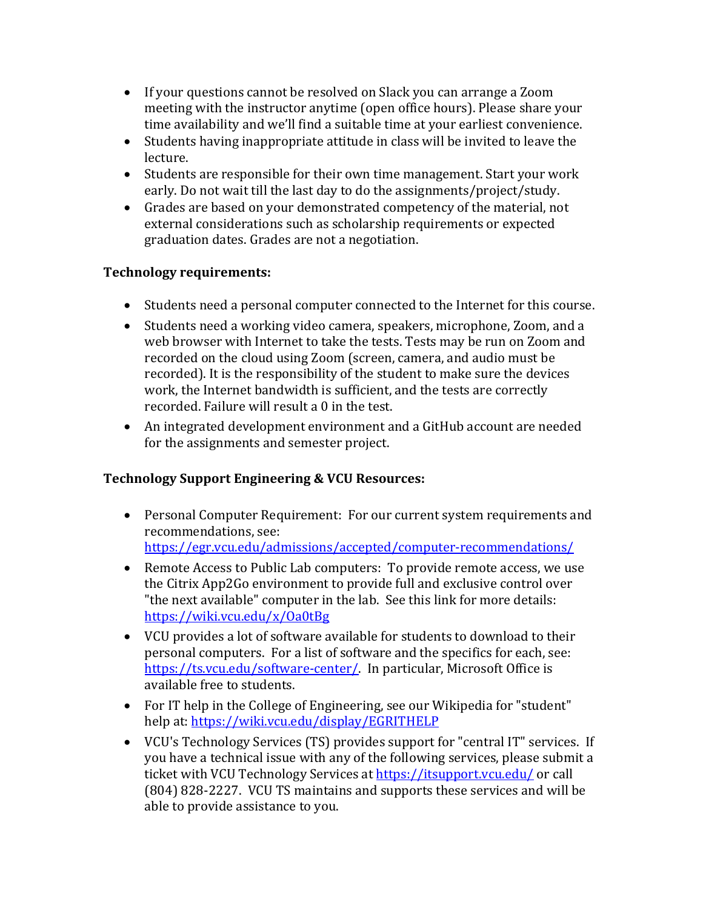- If your questions cannot be resolved on Slack you can arrange a Zoom meeting with the instructor anytime (open office hours). Please share your time availability and we'll find a suitable time at your earliest convenience.
- Students having inappropriate attitude in class will be invited to leave the lecture.
- Students are responsible for their own time management. Start your work early. Do not wait till the last day to do the assignments/project/study.
- Grades are based on your demonstrated competency of the material, not external considerations such as scholarship requirements or expected graduation dates. Grades are not a negotiation.

**Technology requirements:**

- Students need a personal computer connected to the Internet for this course.
- Students need a working video camera, speakers, microphone, Zoom, and a web browser with Internet to take the tests. Tests may be run on Zoom and recorded on the cloud using Zoom (screen, camera, and audio must be recorded). It is the responsibility of the student to make sure the devices work, the Internet bandwidth is sufficient, and the tests are correctly recorded. Failure will result a 0 in the test.
- An integrated development environment and a GitHub account are needed for the assignments and semester project.

**Technology Support Engineering & VCU Resources:**

- Personal Computer Requirement: For our current system requirements and recommendations, see: [https://egr.vcu.edu/admissions/accepted/computer-recommendations/](https://egr.vcu.edu/admissions/accepted/computer-recommendations/)
- Remote Access to Public Lab computers: To provide remote access, we use the Citrix App2Go environment to provide full and exclusive control over "the next available" computer in the lab. See this link for more details: [https://wiki.vcu.edu/x/Oa0tBg](https://wiki.vcu.edu/x/Oa0tBg)
- VCU provides a lot of software available for students to download to their personal computers. For a list of software and the specifics for each, see: [https://ts.vcu.edu/software-center/](https://ts.vcu.edu/software-center/). In particular, Microsoft Office is available free to students.
- For IT help in the College of Engineering, see our Wikipedia for "student" help at: [https://wiki.vcu.edu/display/EGRITHELP](https://wiki.vcu.edu/display/EGRITHELP)
- VCU's Technology Services (TS) provides support for "central IT" services. If you have a technical issue with any of the following services, please submit a ticket with VCU Technology Services at [https://itsupport.vcu.edu/](https://itsupport.vcu.edu/) or call (804) 828-2227. VCU TS maintains and supports these services and will be able to provide assistance to you.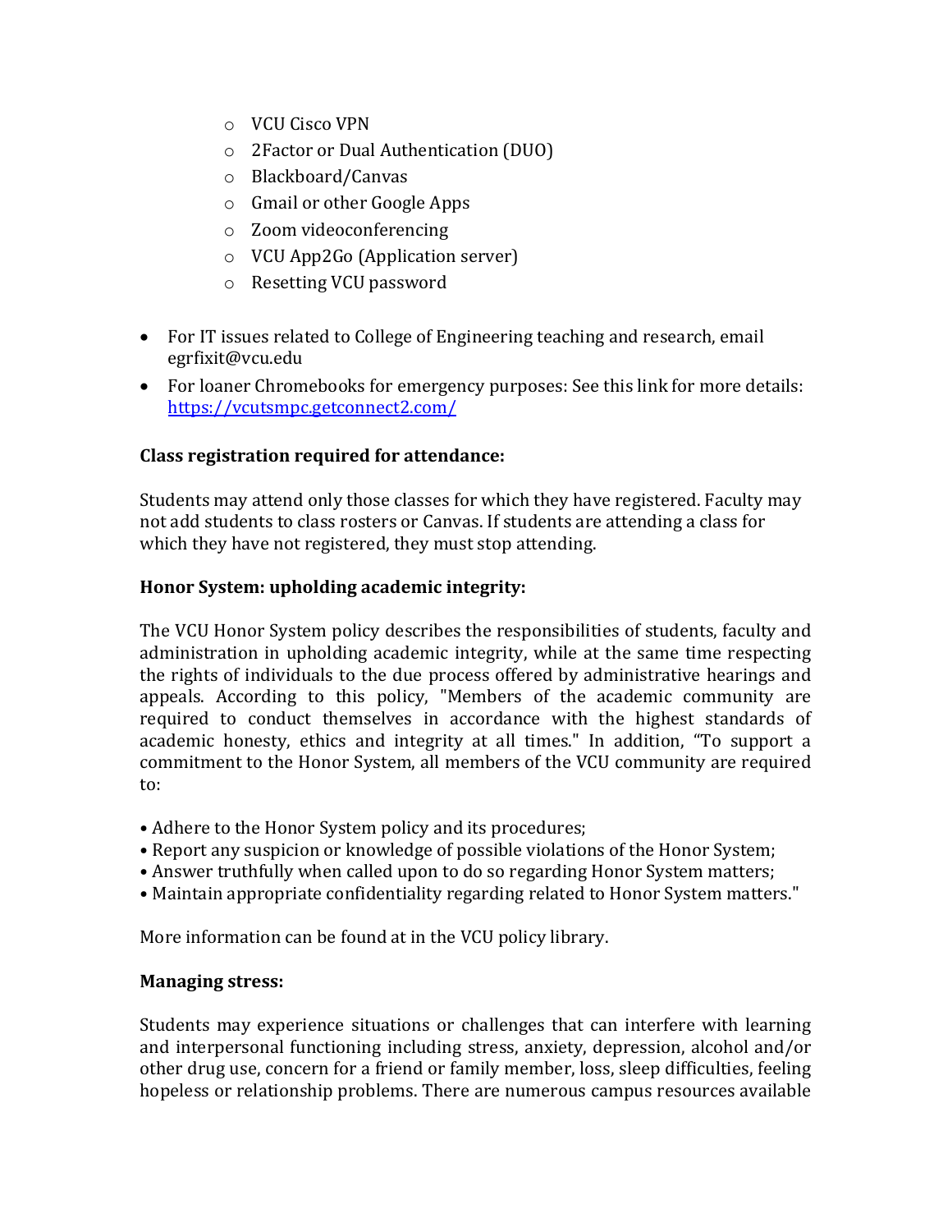- VCU Cisco VPN
  - 2Factor or Dual Authentication (DUO)
  - Blackboard/Canvas
  - Gmail or other Google Apps
  - Zoom videoconferencing
  - VCU App2Go (Application server)
  - Resetting VCU password

- For IT issues related to College of Engineering teaching and research, email egrfixit@vcu.edu
- For loaner Chromebooks for emergency purposes: See this link for more details: [https://vcutsmpc.getconnect2.com/](https://vcutsmpc.getconnect2.com/)

**Class registration required for attendance:**

Students may attend only those classes for which they have registered. Faculty may not add students to class rosters or Canvas. If students are attending a class for which they have not registered, they must stop attending.

**Honor System: upholding academic integrity:**

The VCU Honor System policy describes the responsibilities of students, faculty and administration in upholding academic integrity, while at the same time respecting the rights of individuals to the due process offered by administrative hearings and appeals. According to this policy, "Members of the academic community are required to conduct themselves in accordance with the highest standards of academic honesty, ethics and integrity at all times." In addition, "To support a commitment to the Honor System, all members of the VCU community are required to:

- Adhere to the Honor System policy and its procedures;
- Report any suspicion or knowledge of possible violations of the Honor System;
- Answer truthfully when called upon to do so regarding Honor System matters;
- Maintain appropriate confidentiality regarding related to Honor System matters."

More information can be found at in the VCU policy library.

**Managing stress:**

Students may experience situations or challenges that can interfere with learning and interpersonal functioning including stress, anxiety, depression, alcohol and/or other drug use, concern for a friend or family member, loss, sleep difficulties, feeling hopeless or relationship problems. There are numerous campus resources available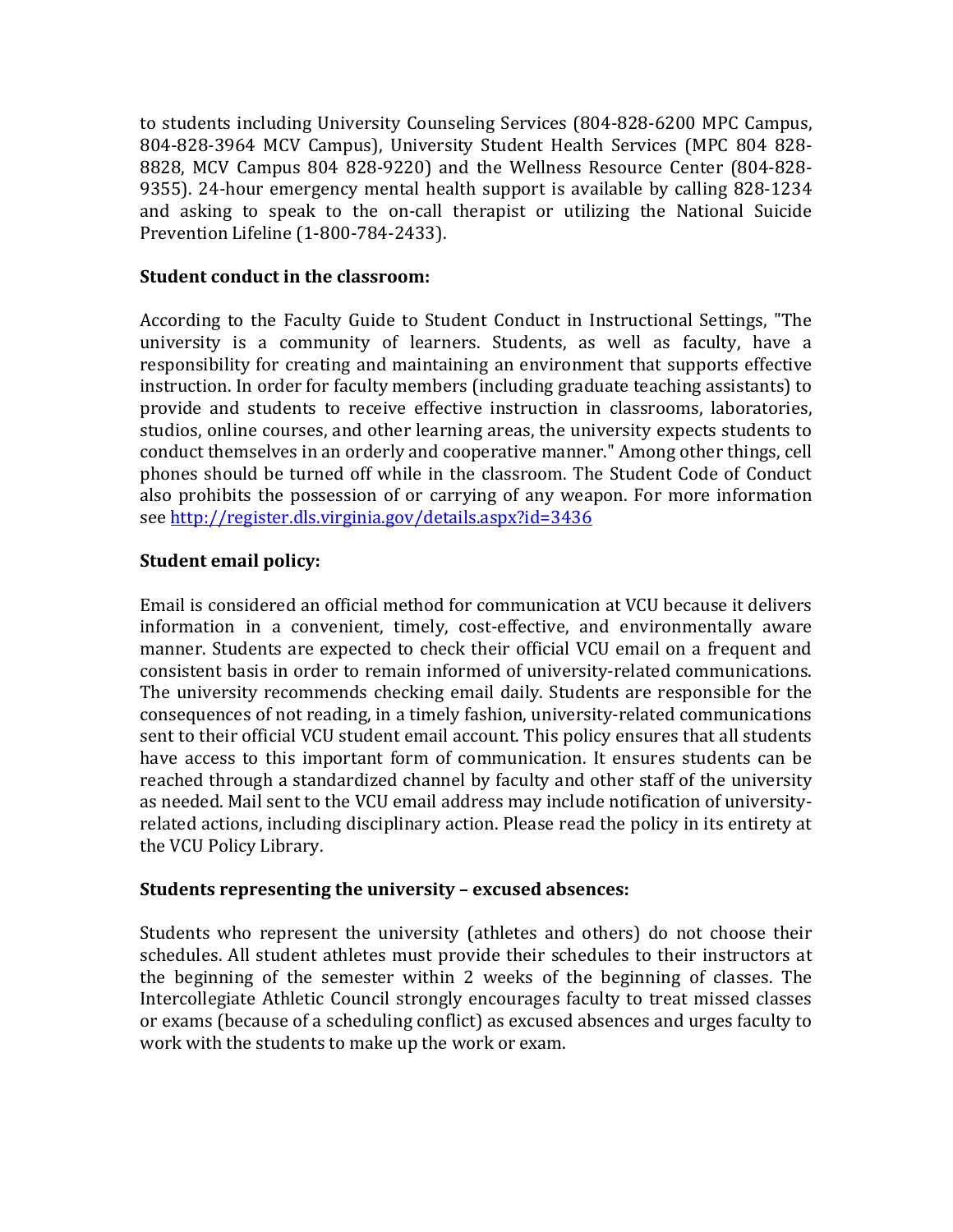to students including University Counseling Services (804-828-6200 MPC Campus, 804-828-3964 MCV Campus), University Student Health Services (MPC 804 828-8828, MCV Campus 804 828-9220) and the Wellness Resource Center (804-828-9355). 24-hour emergency mental health support is available by calling 828-1234 and asking to speak to the on-call therapist or utilizing the National Suicide Prevention Lifeline (1-800-784-2433).

**Student conduct in the classroom:**

According to the Faculty Guide to Student Conduct in Instructional Settings, "The university is a community of learners. Students, as well as faculty, have a responsibility for creating and maintaining an environment that supports effective instruction. In order for faculty members (including graduate teaching assistants) to provide and students to receive effective instruction in classrooms, laboratories, studios, online courses, and other learning areas, the university expects students to conduct themselves in an orderly and cooperative manner." Among other things, cell phones should be turned off while in the classroom. The Student Code of Conduct also prohibits the possession of or carrying of any weapon. For more information see [http://register.dls.virginia.gov/details.aspx?id=3436](http://register.dls.virginia.gov/details.aspx?id=3436)

**Student email policy:**

Email is considered an official method for communication at VCU because it delivers information in a convenient, timely, cost-effective, and environmentally aware manner. Students are expected to check their official VCU email on a frequent and consistent basis in order to remain informed of university-related communications. The university recommends checking email daily. Students are responsible for the consequences of not reading, in a timely fashion, university-related communications sent to their official VCU student email account. This policy ensures that all students have access to this important form of communication. It ensures students can be reached through a standardized channel by faculty and other staff of the university as needed. Mail sent to the VCU email address may include notification of university-related actions, including disciplinary action. Please read the policy in its entirety at the VCU Policy Library.

**Students representing the university – excused absences:**

Students who represent the university (athletes and others) do not choose their schedules. All student athletes must provide their schedules to their instructors at the beginning of the semester within 2 weeks of the beginning of classes. The Intercollegiate Athletic Council strongly encourages faculty to treat missed classes or exams (because of a scheduling conflict) as excused absences and urges faculty to work with the students to make up the work or exam.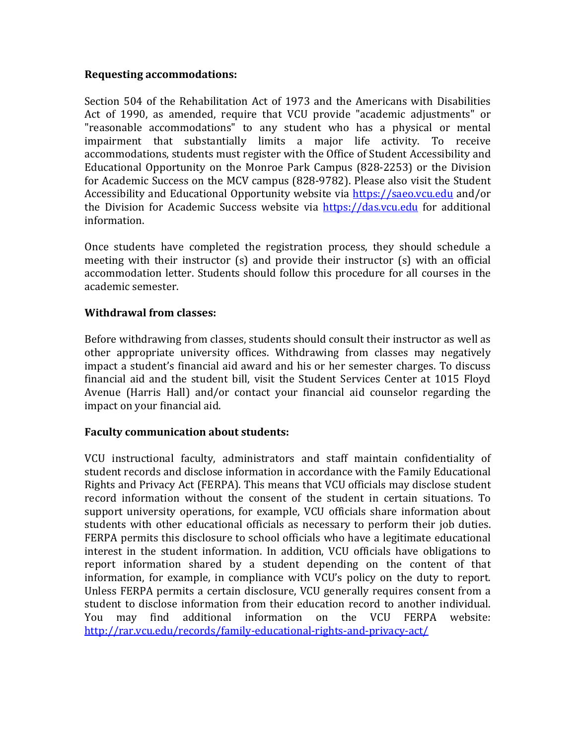**Requesting accommodations:**

Section 504 of the Rehabilitation Act of 1973 and the Americans with Disabilities Act of 1990, as amended, require that VCU provide "academic adjustments" or "reasonable accommodations" to any student who has a physical or mental impairment that substantially limits a major life activity. To receive accommodations, students must register with the Office of Student Accessibility and Educational Opportunity on the Monroe Park Campus (828-2253) or the Division for Academic Success on the MCV campus (828-9782). Please also visit the Student Accessibility and Educational Opportunity website via https://saeo.vcu.edu and/or the Division for Academic Success website via https://das.vcu.edu for additional information.

Once students have completed the registration process, they should schedule a meeting with their instructor (s) and provide their instructor (s) with an official accommodation letter. Students should follow this procedure for all courses in the academic semester.

**Withdrawal from classes:**

Before withdrawing from classes, students should consult their instructor as well as other appropriate university offices. Withdrawing from classes may negatively impact a student's financial aid award and his or her semester charges. To discuss financial aid and the student bill, visit the Student Services Center at 1015 Floyd Avenue (Harris Hall) and/or contact your financial aid counselor regarding the impact on your financial aid.

**Faculty communication about students:**

VCU instructional faculty, administrators and staff maintain confidentiality of student records and disclose information in accordance with the Family Educational Rights and Privacy Act (FERPA). This means that VCU officials may disclose student record information without the consent of the student in certain situations. To support university operations, for example, VCU officials share information about students with other educational officials as necessary to perform their job duties. FERPA permits this disclosure to school officials who have a legitimate educational interest in the student information. In addition, VCU officials have obligations to report information shared by a student depending on the content of that information, for example, in compliance with VCU's policy on the duty to report. Unless FERPA permits a certain disclosure, VCU generally requires consent from a student to disclose information from their education record to another individual. You may find additional information on the VCU FERPA website: http://rar.vcu.edu/records/family-educational-rights-and-privacy-act/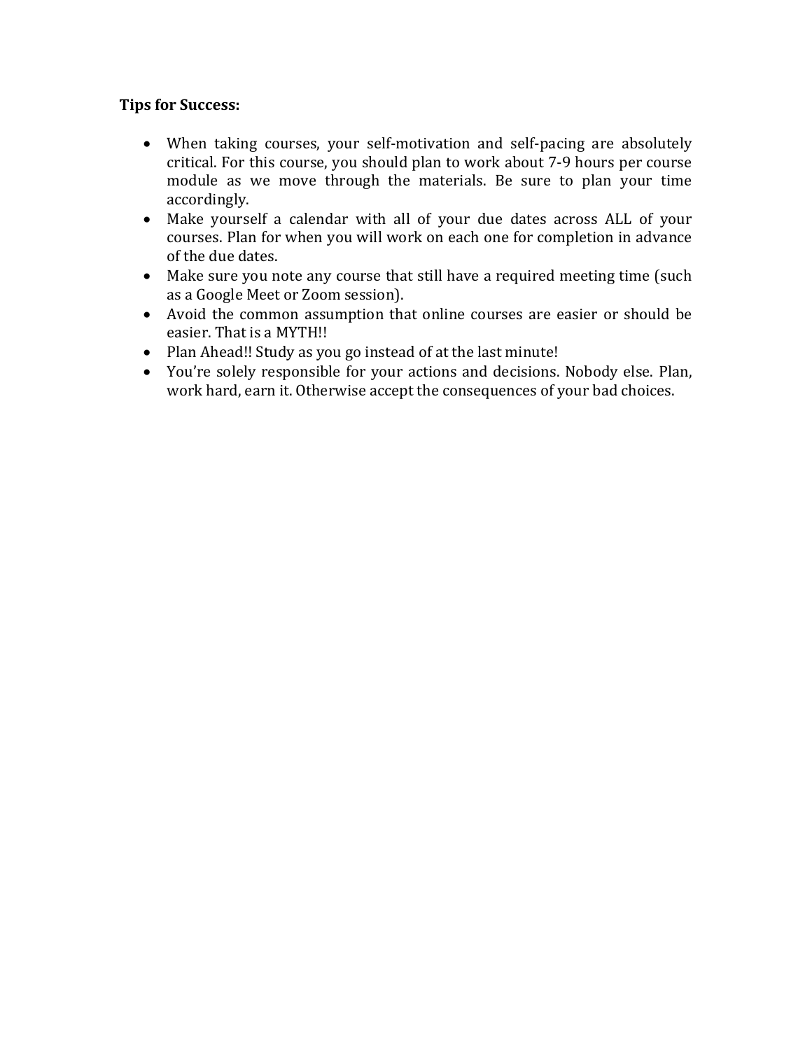**Tips for Success:**

- When taking courses, your self-motivation and self-pacing are absolutely critical. For this course, you should plan to work about 7-9 hours per course module as we move through the materials. Be sure to plan your time accordingly.
- Make yourself a calendar with all of your due dates across ALL of your courses. Plan for when you will work on each one for completion in advance of the due dates.
- Make sure you note any course that still have a required meeting time (such as a Google Meet or Zoom session).
- Avoid the common assumption that online courses are easier or should be easier. That is a MYTH!!
- Plan Ahead!! Study as you go instead of at the last minute!
- You're solely responsible for your actions and decisions. Nobody else. Plan, work hard, earn it. Otherwise accept the consequences of your bad choices.